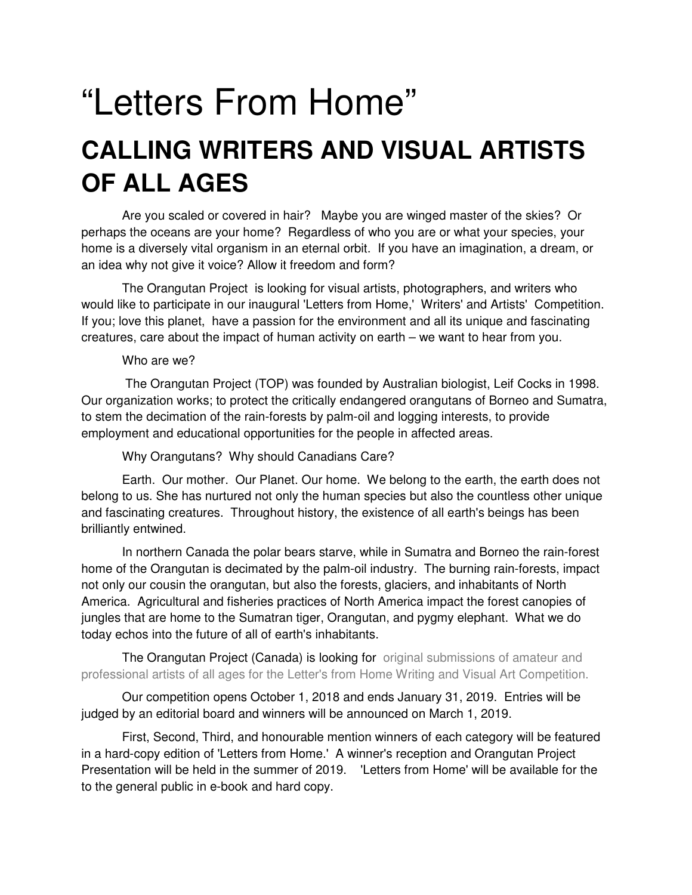# “Letters From Home”

## CALLING WRITERS AND VISUAL ARTISTS OF ALL AGES

Are you scaled or covered in hair? Maybe you are winged master of the skies? Or perhaps the oceans are your home? Regardless of who you are or what your species, your home is a diversely vital organism in an eternal orbit. If you have an imagination, a dream, or an idea why not give it voice? Allow it freedom and form?

The Orangutan Project is looking for visual artists, photographers, and writers who would like to participate in our inaugural 'Letters from Home,' Writers' and Artists' Competition. If you; love this planet, have a passion for the environment and all its unique and fascinating creatures, care about the impact of human activity on earth – we want to hear from you.

Who are we?

The Orangutan Project (TOP) was founded by Australian biologist, Leif Cocks in 1998. Our organization works; to protect the critically endangered orangutans of Borneo and Sumatra, to stem the decimation of the rain-forests by palm-oil and logging interests, to provide employment and educational opportunities for the people in affected areas.

Why Orangutans? Why should Canadians Care?

Earth. Our mother. Our Planet. Our home. We belong to the earth, the earth does not belong to us. She has nurtured not only the human species but also the countless other unique and fascinating creatures. Throughout history, the existence of all earth's beings has been brilliantly entwined.

In northern Canada the polar bears starve, while in Sumatra and Borneo the rain-forest home of the Orangutan is decimated by the palm-oil industry. The burning rain-forests, impact not only our cousin the orangutan, but also the forests, glaciers, and inhabitants of North America. Agricultural and fisheries practices of North America impact the forest canopies of jungles that are home to the Sumatran tiger, Orangutan, and pygmy elephant. What we do today echos into the future of all of earth's inhabitants.

The Orangutan Project (Canada) is looking for original submissions of amateur and professional artists of all ages for the Letter's from Home Writing and Visual Art Competition.

Our competition opens October 1, 2018 and ends January 31, 2019. Entries will be judged by an editorial board and winners will be announced on March 1, 2019.

First, Second, Third, and honourable mention winners of each category will be featured in a hard-copy edition of 'Letters from Home.' A winner's reception and Orangutan Project Presentation will be held in the summer of 2019. 'Letters from Home' will be available for the to the general public in e-book and hard copy.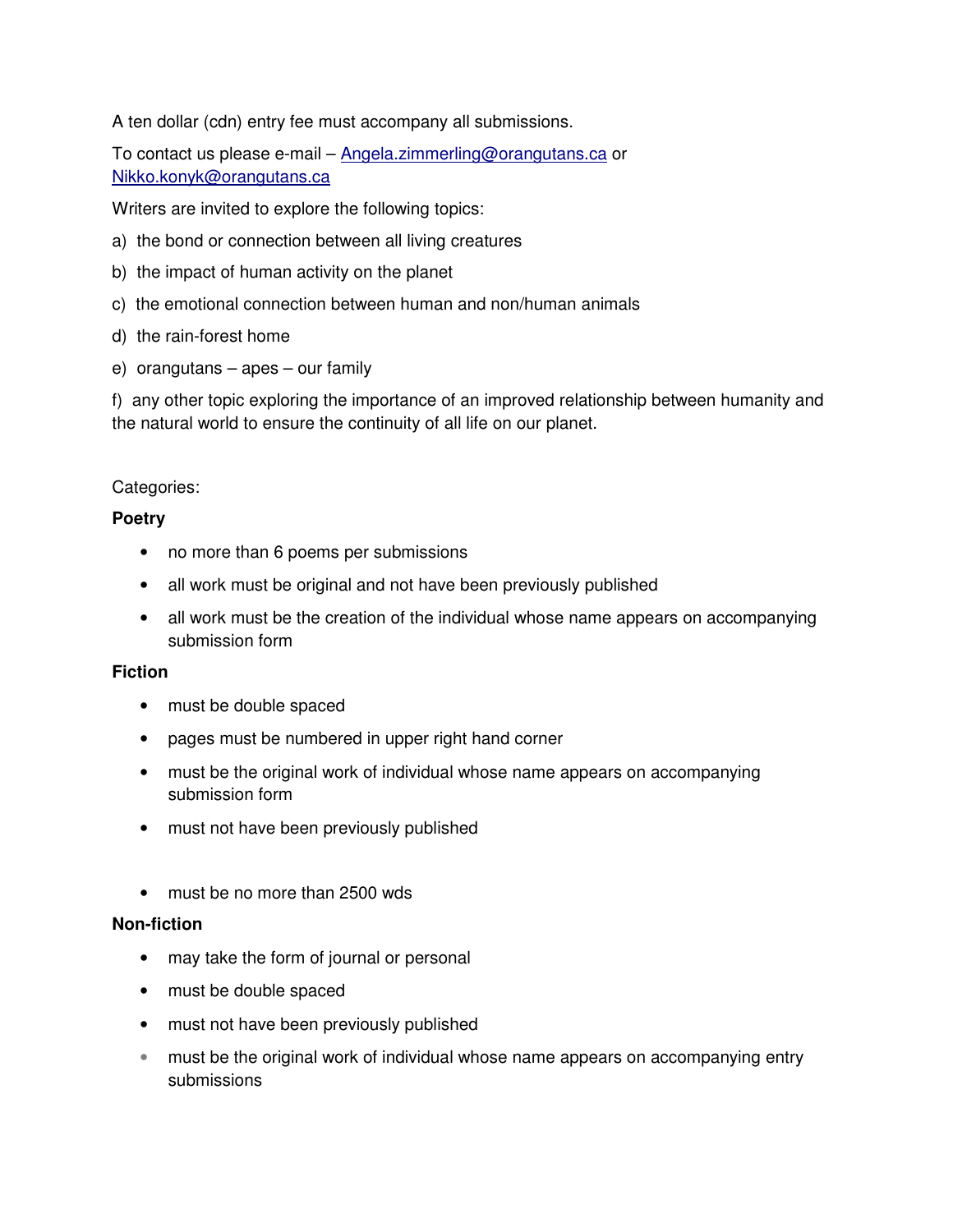A ten dollar (cdn) entry fee must accompany all submissions.

To contact us please e-mail – Angela.zimmerling@orangutans.ca or Nikko.konyk@orangutans.ca

Writers are invited to explore the following topics:

a) the bond or connection between all living creatures

b) the impact of human activity on the planet

c) the emotional connection between human and non/human animals

d) the rain-forest home

e) orangutans – apes – our family

f) any other topic exploring the importance of an improved relationship between humanity and the natural world to ensure the continuity of all life on our planet.

Categories:

**Poetry**

- no more than 6 poems per submissions
- all work must be original and not have been previously published
- all work must be the creation of the individual whose name appears on accompanying submission form

**Fiction**

- must be double spaced
- pages must be numbered in upper right hand corner
- must be the original work of individual whose name appears on accompanying submission form
- must not have been previously published
- must be no more than 2500 wds

**Non-fiction**

- may take the form of journal or personal
- must be double spaced
- must not have been previously published
- must be the original work of individual whose name appears on accompanying entry submissions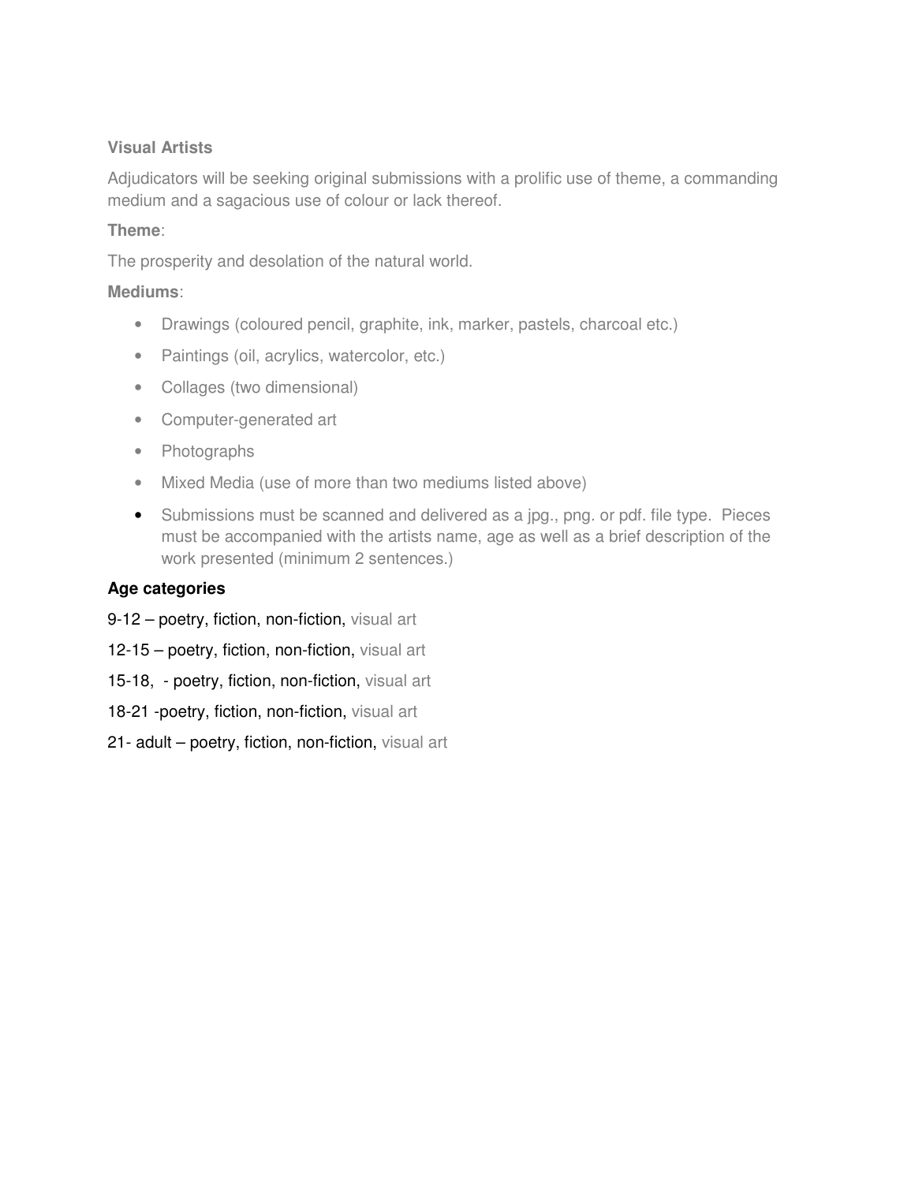**Visual Artists**

Adjudicators will be seeking original submissions with a prolific use of theme, a commanding medium and a sagacious use of colour or lack thereof.

**Theme**:

The prosperity and desolation of the natural world.

**Mediums**:

- Drawings (coloured pencil, graphite, ink, marker, pastels, charcoal etc.)
- Paintings (oil, acrylics, watercolor, etc.)
- Collages (two dimensional)
- Computer-generated art
- Photographs
- Mixed Media (use of more than two mediums listed above)
- Submissions must be scanned and delivered as a jpg., png. or pdf. file type. Pieces must be accompanied with the artists name, age as well as a brief description of the work presented (minimum 2 sentences.)

**Age categories**

9-12 – poetry, fiction, non-fiction, visual art

12-15 – poetry, fiction, non-fiction, visual art

15-18, - poetry, fiction, non-fiction, visual art

18-21 -poetry, fiction, non-fiction, visual art

21- adult – poetry, fiction, non-fiction, visual art